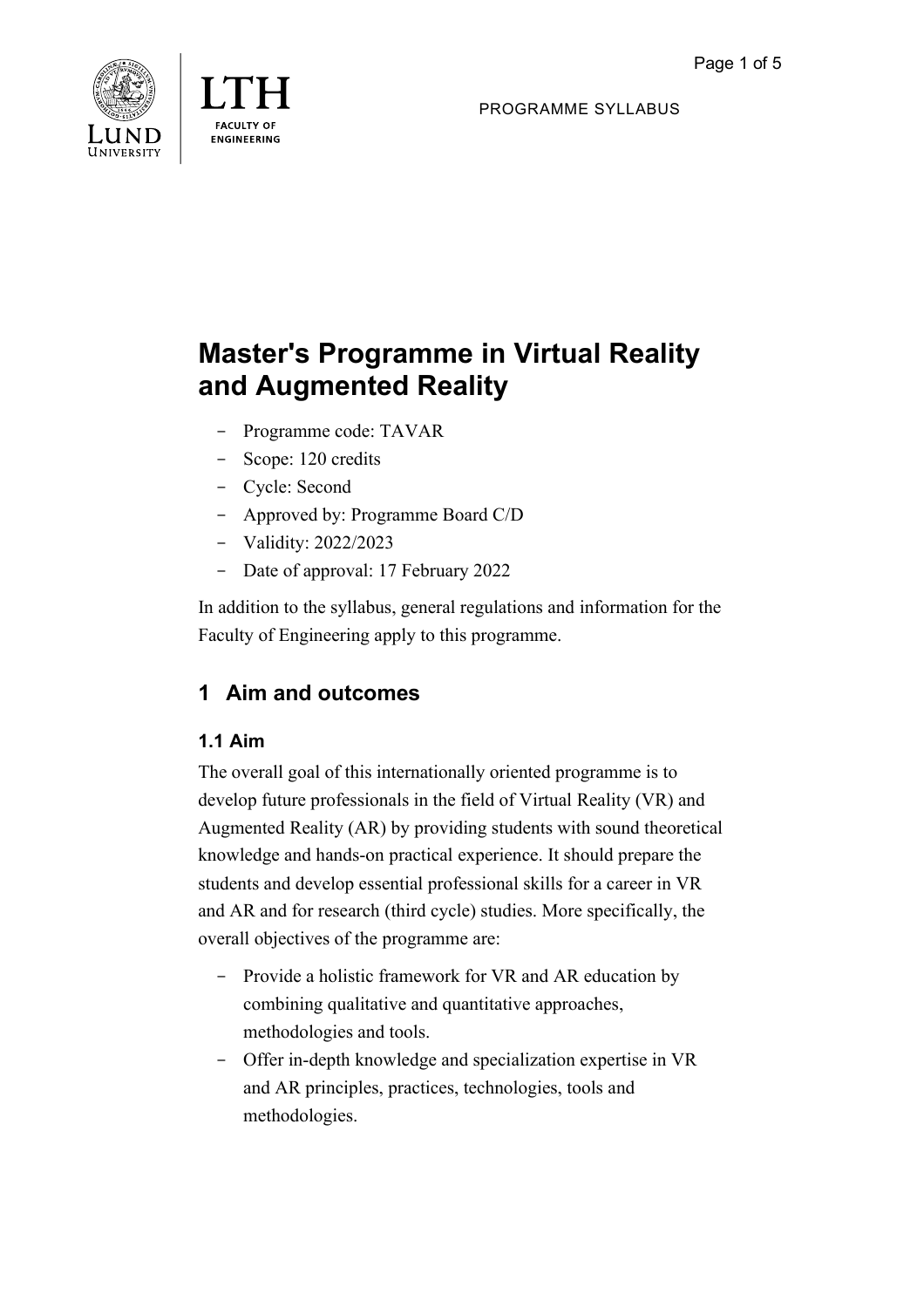PROGRAMME SYLLABUS

# Master's Programme in Virtual Reality and Augmented Reality

- Programme code: TAVAR
- Scope: 120 credits
- Cycle: Second
- Approved by: Programme Board C/D
- Validity: 2022/2023
- Date of approval: 17 February 2022

In addition to the syllabus, general regulations and information for the Faculty of Engineering apply to this programme.

## 1 Aim and outcomes

### 1.1 Aim

The overall goal of this internationally oriented programme is to develop future professionals in the field of Virtual Reality (VR) and Augmented Reality (AR) by providing students with sound theoretical knowledge and hands-on practical experience. It should prepare the students and develop essential professional skills for a career in VR and AR and for research (third cycle) studies. More specifically, the overall objectives of the programme are:

- Provide a holistic framework for VR and AR education by combining qualitative and quantitative approaches, methodologies and tools.
- Offer in-depth knowledge and specialization expertise in VR and AR principles, practices, technologies, tools and methodologies.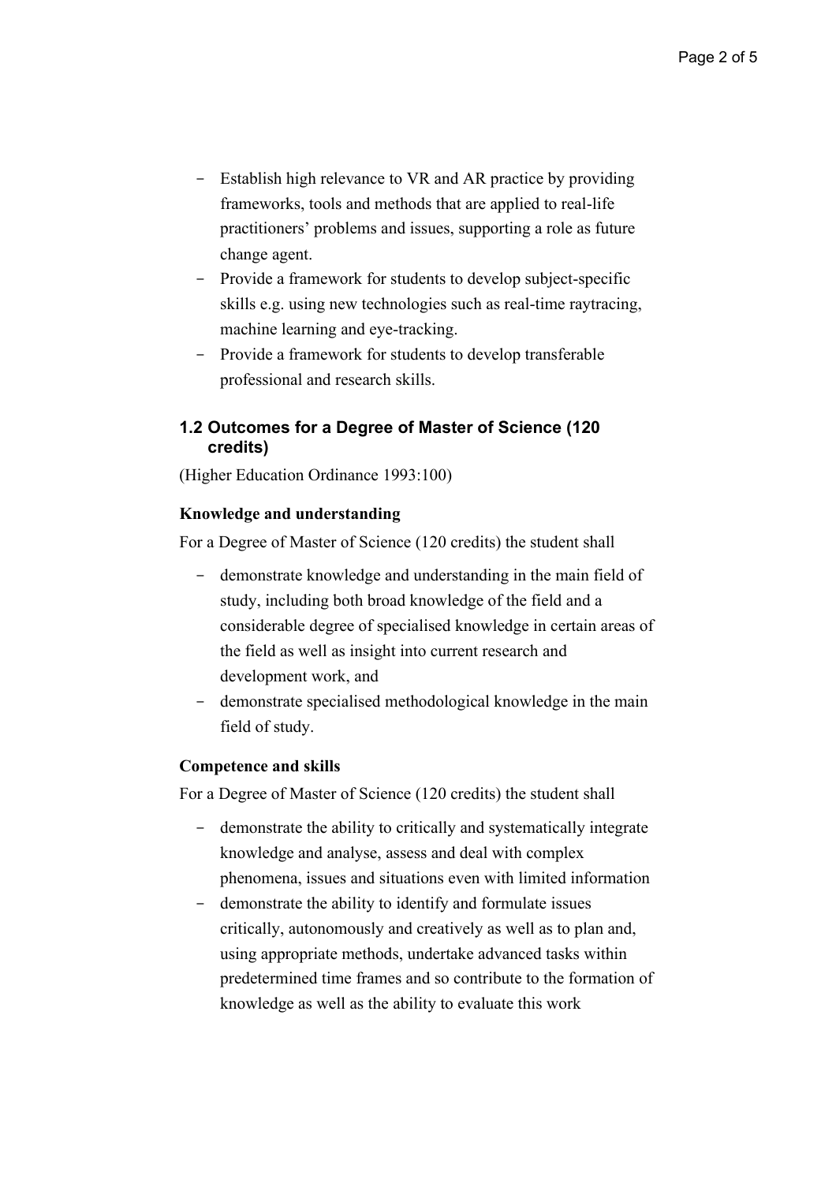- Establish high relevance to VR and AR practice by providing frameworks, tools and methods that are applied to real-life practitioners' problems and issues, supporting a role as future change agent.
- Provide a framework for students to develop subject-specific skills e.g. using new technologies such as real-time raytracing, machine learning and eye-tracking.
- Provide a framework for students to develop transferable professional and research skills.

### 1.2 Outcomes for a Degree of Master of Science (120 credits)

(Higher Education Ordinance 1993:100)

**Knowledge and understanding**

For a Degree of Master of Science (120 credits) the student shall

- demonstrate knowledge and understanding in the main field of study, including both broad knowledge of the field and a considerable degree of specialised knowledge in certain areas of the field as well as insight into current research and development work, and
- demonstrate specialised methodological knowledge in the main field of study.

**Competence and skills**

For a Degree of Master of Science (120 credits) the student shall

- demonstrate the ability to critically and systematically integrate knowledge and analyse, assess and deal with complex phenomena, issues and situations even with limited information
- demonstrate the ability to identify and formulate issues critically, autonomously and creatively as well as to plan and, using appropriate methods, undertake advanced tasks within predetermined time frames and so contribute to the formation of knowledge as well as the ability to evaluate this work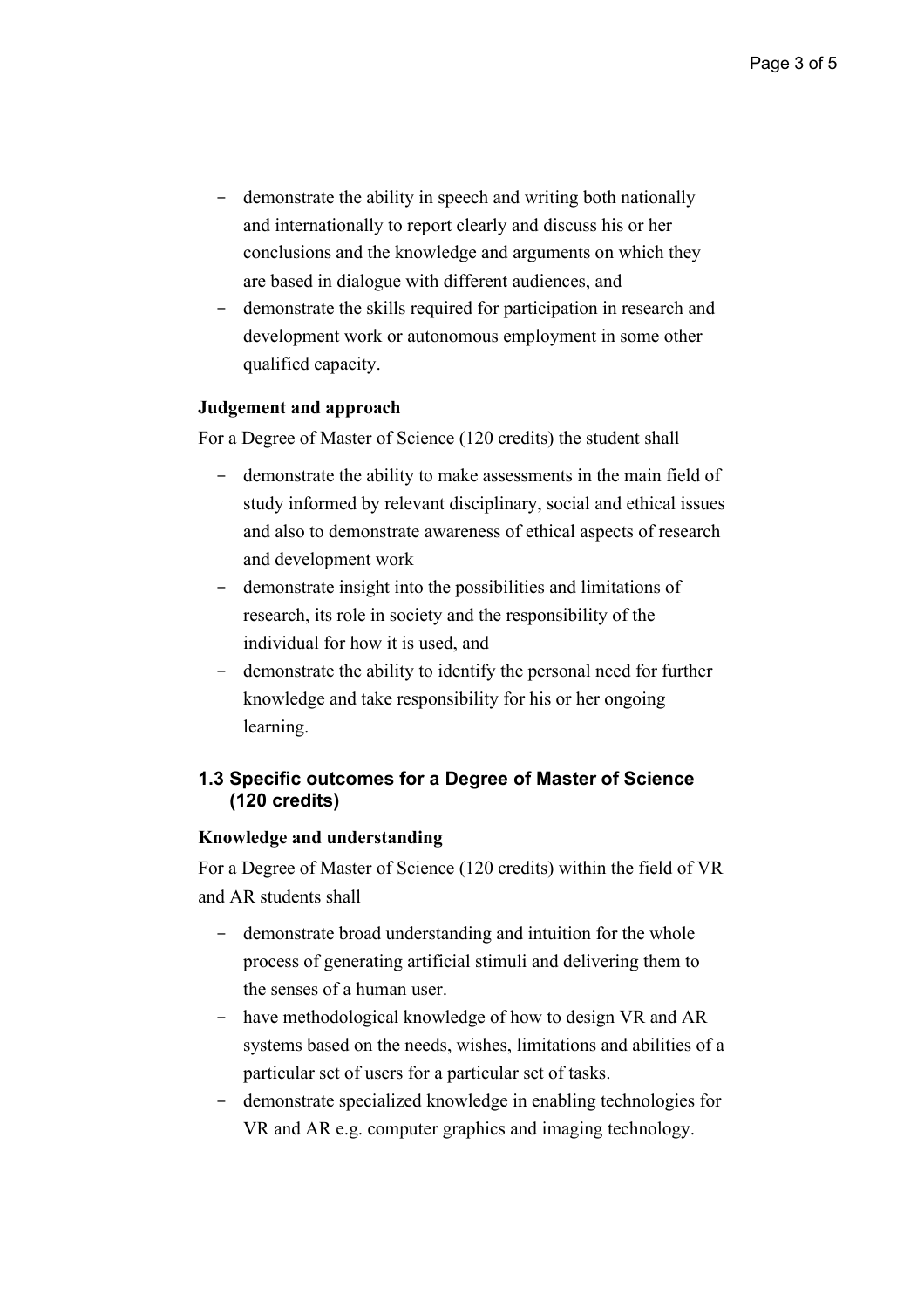- demonstrate the ability in speech and writing both nationally and internationally to report clearly and discuss his or her conclusions and the knowledge and arguments on which they are based in dialogue with different audiences, and
- demonstrate the skills required for participation in research and development work or autonomous employment in some other qualified capacity.

**Judgement and approach**

For a Degree of Master of Science (120 credits) the student shall

- demonstrate the ability to make assessments in the main field of study informed by relevant disciplinary, social and ethical issues and also to demonstrate awareness of ethical aspects of research and development work
- demonstrate insight into the possibilities and limitations of research, its role in society and the responsibility of the individual for how it is used, and
- demonstrate the ability to identify the personal need for further knowledge and take responsibility for his or her ongoing learning.

### 1.3 Specific outcomes for a Degree of Master of Science (120 credits)

**Knowledge and understanding**

For a Degree of Master of Science (120 credits) within the field of VR and AR students shall

- demonstrate broad understanding and intuition for the whole process of generating artificial stimuli and delivering them to the senses of a human user.
- have methodological knowledge of how to design VR and AR systems based on the needs, wishes, limitations and abilities of a particular set of users for a particular set of tasks.
- demonstrate specialized knowledge in enabling technologies for VR and AR e.g. computer graphics and imaging technology.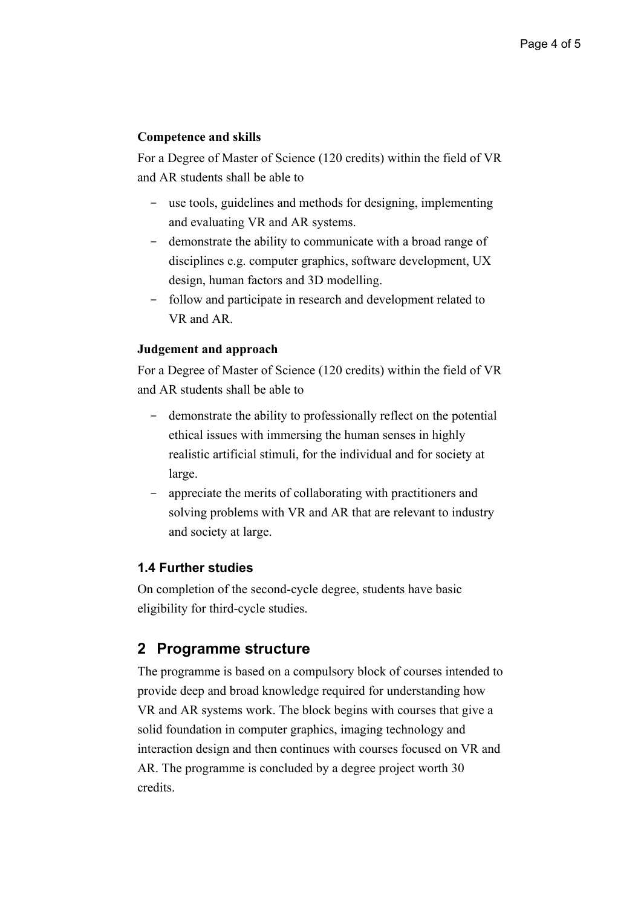**Competence and skills**

For a Degree of Master of Science (120 credits) within the field of VR and AR students shall be able to

- use tools, guidelines and methods for designing, implementing and evaluating VR and AR systems.
- demonstrate the ability to communicate with a broad range of disciplines e.g. computer graphics, software development, UX design, human factors and 3D modelling.
- follow and participate in research and development related to VR and AR.

**Judgement and approach**

For a Degree of Master of Science (120 credits) within the field of VR and AR students shall be able to

- demonstrate the ability to professionally reflect on the potential ethical issues with immersing the human senses in highly realistic artificial stimuli, for the individual and for society at large.
- appreciate the merits of collaborating with practitioners and solving problems with VR and AR that are relevant to industry and society at large.

### 1.4 Further studies

On completion of the second-cycle degree, students have basic eligibility for third-cycle studies.

## 2 Programme structure

The programme is based on a compulsory block of courses intended to provide deep and broad knowledge required for understanding how VR and AR systems work. The block begins with courses that give a solid foundation in computer graphics, imaging technology and interaction design and then continues with courses focused on VR and AR. The programme is concluded by a degree project worth 30 credits.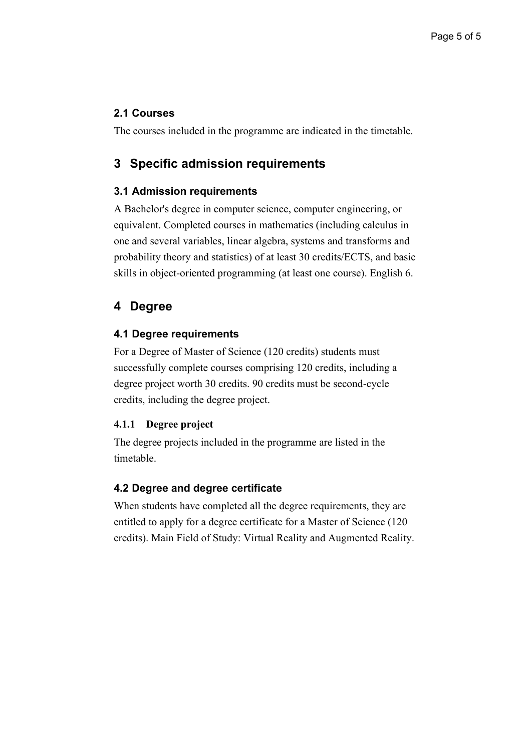### 2.1 Courses

The courses included in the programme are indicated in the timetable.

## 3 Specific admission requirements

### 3.1 Admission requirements

A Bachelor's degree in computer science, computer engineering, or equivalent. Completed courses in mathematics (including calculus in one and several variables, linear algebra, systems and transforms and probability theory and statistics) of at least 30 credits/ECTS, and basic skills in object-oriented programming (at least one course). English 6.

## 4 Degree

### 4.1 Degree requirements

For a Degree of Master of Science (120 credits) students must successfully complete courses comprising 120 credits, including a degree project worth 30 credits. 90 credits must be second-cycle credits, including the degree project.

#### 4.1.1 Degree project

The degree projects included in the programme are listed in the timetable.

### 4.2 Degree and degree certificate

When students have completed all the degree requirements, they are entitled to apply for a degree certificate for a Master of Science (120 credits). Main Field of Study: Virtual Reality and Augmented Reality.